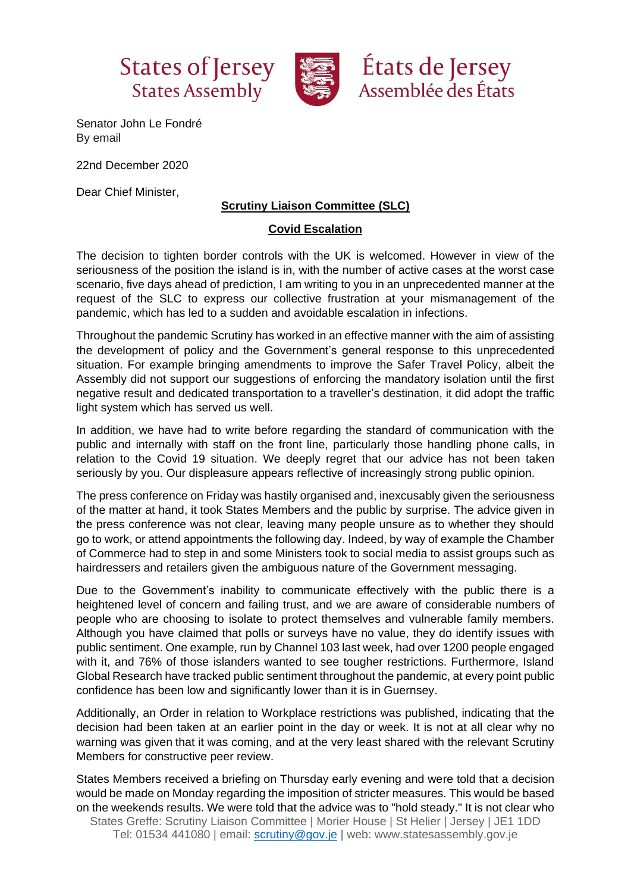States of Jersey
States Assembly

États de Jersey
Assemblée des États

Senator John Le Fondré
By email

22nd December 2020

Dear Chief Minister,

**Scrutiny Liaison Committee (SLC)**

**Covid Escalation**

The decision to tighten border controls with the UK is welcomed. However in view of the seriousness of the position the island is in, with the number of active cases at the worst case scenario, five days ahead of prediction, I am writing to you in an unprecedented manner at the request of the SLC to express our collective frustration at your mismanagement of the pandemic, which has led to a sudden and avoidable escalation in infections.

Throughout the pandemic Scrutiny has worked in an effective manner with the aim of assisting the development of policy and the Government's general response to this unprecedented situation. For example bringing amendments to improve the Safer Travel Policy, albeit the Assembly did not support our suggestions of enforcing the mandatory isolation until the first negative result and dedicated transportation to a traveller's destination, it did adopt the traffic light system which has served us well.

In addition, we have had to write before regarding the standard of communication with the public and internally with staff on the front line, particularly those handling phone calls, in relation to the Covid 19 situation. We deeply regret that our advice has not been taken seriously by you. Our displeasure appears reflective of increasingly strong public opinion.

The press conference on Friday was hastily organised and, inexcusably given the seriousness of the matter at hand, it took States Members and the public by surprise. The advice given in the press conference was not clear, leaving many people unsure as to whether they should go to work, or attend appointments the following day. Indeed, by way of example the Chamber of Commerce had to step in and some Ministers took to social media to assist groups such as hairdressers and retailers given the ambiguous nature of the Government messaging.

Due to the Government's inability to communicate effectively with the public there is a heightened level of concern and failing trust, and we are aware of considerable numbers of people who are choosing to isolate to protect themselves and vulnerable family members. Although you have claimed that polls or surveys have no value, they do identify issues with public sentiment. One example, run by Channel 103 last week, had over 1200 people engaged with it, and 76% of those islanders wanted to see tougher restrictions. Furthermore, Island Global Research have tracked public sentiment throughout the pandemic, at every point public confidence has been low and significantly lower than it is in Guernsey.

Additionally, an Order in relation to Workplace restrictions was published, indicating that the decision had been taken at an earlier point in the day or week. It is not at all clear why no warning was given that it was coming, and at the very least shared with the relevant Scrutiny Members for constructive peer review.

States Members received a briefing on Thursday early evening and were told that a decision would be made on Monday regarding the imposition of stricter measures. This would be based on the weekends results. We were told that the advice was to "hold steady." It is not clear who

States Greffe: Scrutiny Liaison Committee | Morier House | St Helier | Jersey | JE1 1DD
Tel: 01534 441080 | email: scrutiny@gov.je | web: www.statesassembly.gov.je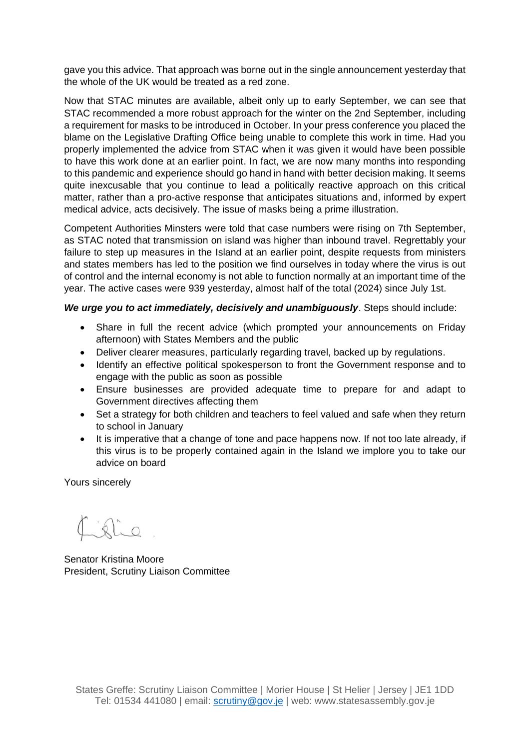gave you this advice. That approach was borne out in the single announcement yesterday that the whole of the UK would be treated as a red zone.

Now that STAC minutes are available, albeit only up to early September, we can see that STAC recommended a more robust approach for the winter on the 2nd September, including a requirement for masks to be introduced in October. In your press conference you placed the blame on the Legislative Drafting Office being unable to complete this work in time. Had you properly implemented the advice from STAC when it was given it would have been possible to have this work done at an earlier point. In fact, we are now many months into responding to this pandemic and experience should go hand in hand with better decision making. It seems quite inexcusable that you continue to lead a politically reactive approach on this critical matter, rather than a pro-active response that anticipates situations and, informed by expert medical advice, acts decisively. The issue of masks being a prime illustration.

Competent Authorities Minsters were told that case numbers were rising on 7th September, as STAC noted that transmission on island was higher than inbound travel. Regrettably your failure to step up measures in the Island at an earlier point, despite requests from ministers and states members has led to the position we find ourselves in today where the virus is out of control and the internal economy is not able to function normally at an important time of the year. The active cases were 939 yesterday, almost half of the total (2024) since July 1st.

***We urge you to act immediately, decisively and unambiguously***. Steps should include:

- Share in full the recent advice (which prompted your announcements on Friday afternoon) with States Members and the public
- Deliver clearer measures, particularly regarding travel, backed up by regulations.
- Identify an effective political spokesperson to front the Government response and to engage with the public as soon as possible
- Ensure businesses are provided adequate time to prepare for and adapt to Government directives affecting them
- Set a strategy for both children and teachers to feel valued and safe when they return to school in January
- It is imperative that a change of tone and pace happens now. If not too late already, if this virus is to be properly contained again in the Island we implore you to take our advice on board

Yours sincerely

Senator Kristina Moore
President, Scrutiny Liaison Committee

States Greffe: Scrutiny Liaison Committee | Morier House | St Helier | Jersey | JE1 1DD
Tel: 01534 441080 | email: scrutiny@gov.je | web: www.statesassembly.gov.je